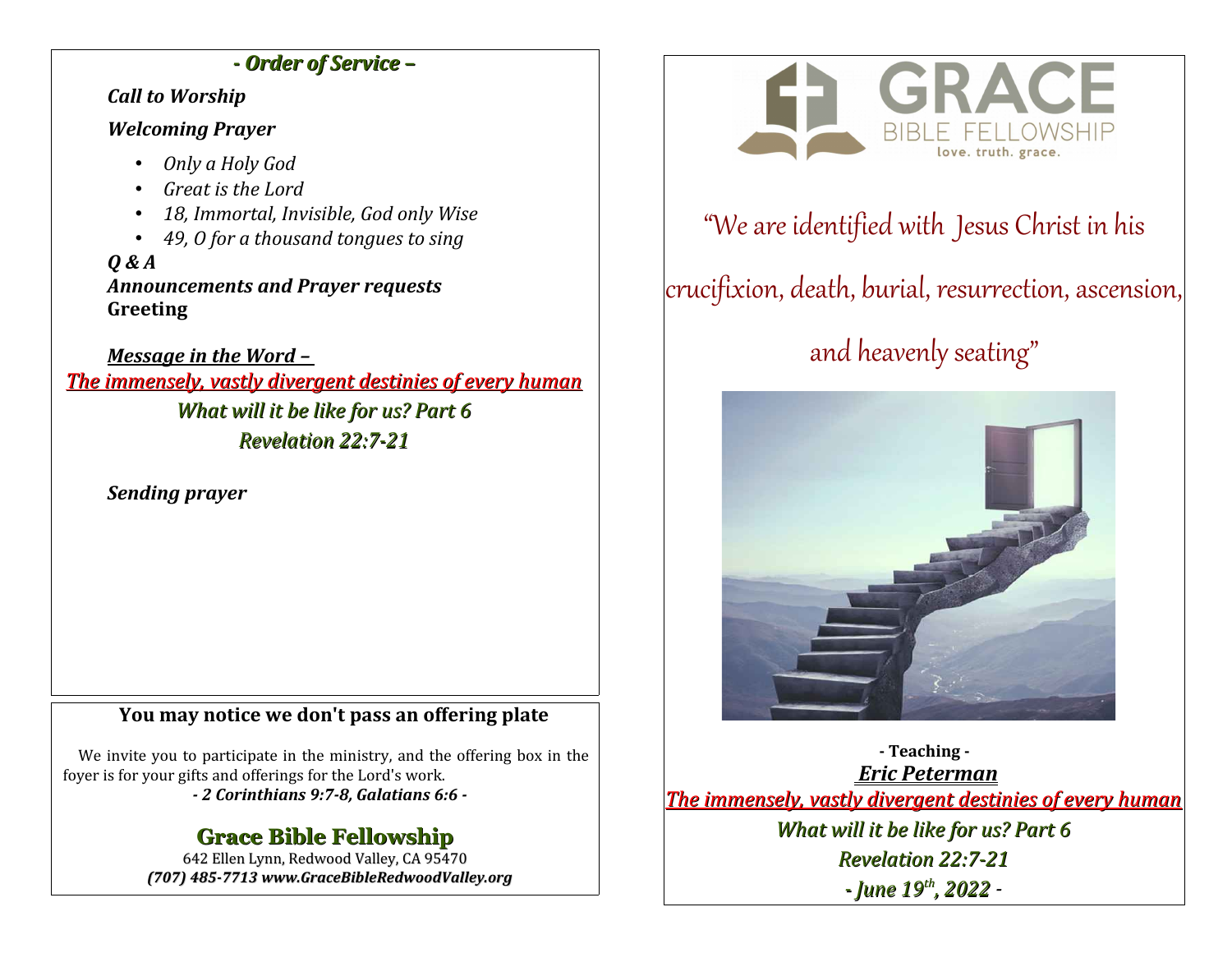## - Order of Service –

***Call to Worship***

***Welcoming Prayer***

- *Only a Holy God*
- *Great is the Lord*
- *18, Immortal, Invisible, God only Wise*
- *49, O for a thousand tongues to sing*

***Q & A***

***Announcements and Prayer requests***

**Greeting**

***Message in the Word –***

***The immensely, vastly divergent destinies of every human***

***What will it be like for us? Part 6***

***Revelation 22:7-21***

***Sending prayer***

### You may notice we don't pass an offering plate

We invite you to participate in the ministry, and the offering box in the foyer is for your gifts and offerings for the Lord's work.

***- 2 Corinthians 9:7-8, Galatians 6:6 -***

## Grace Bible Fellowship

642 Ellen Lynn, Redwood Valley, CA 95470

***(707) 485-7713 www.GraceBibleRedwoodValley.org***

---

# GRACE
BIBLE FELLOWSHIP
love. truth. grace.

"We are identified with Jesus Christ in his crucifixion, death, burial, resurrection, ascension, and heavenly seating"

**- Teaching -**

***Eric Peterman***

***The immensely, vastly divergent destinies of every human***

***What will it be like for us? Part 6***

***Revelation 22:7-21***

***- June 19th, 2022 -***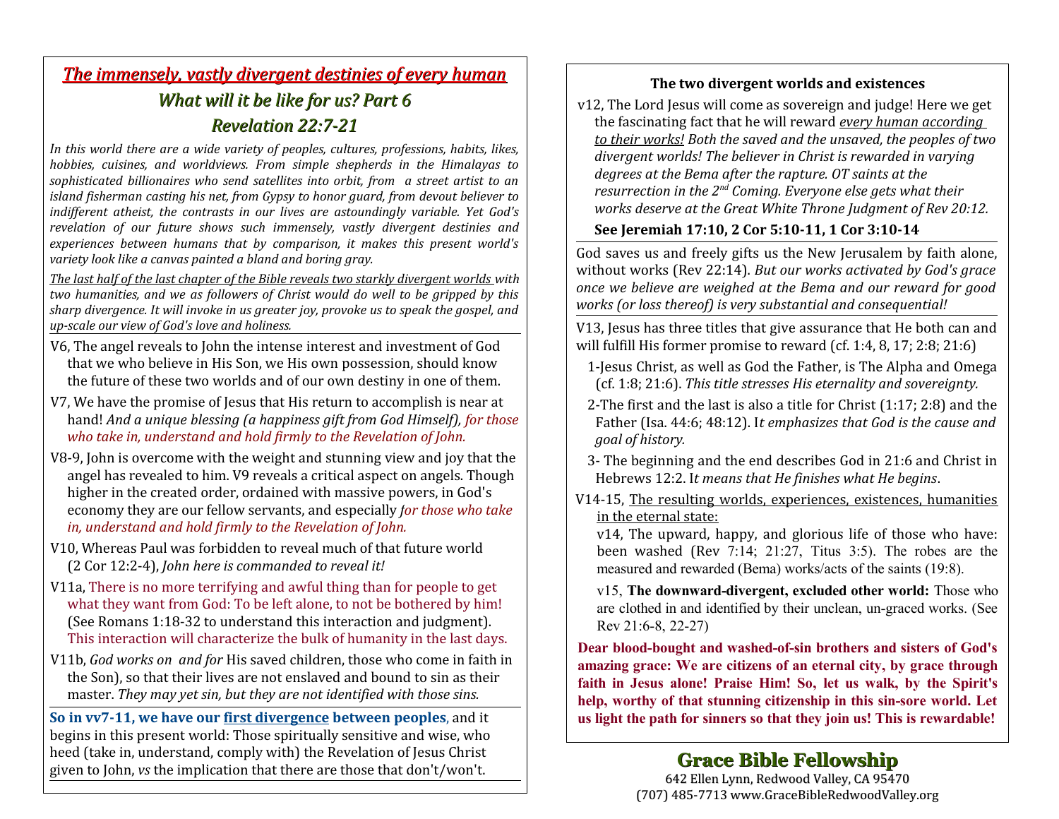# *The immensely, vastly divergent destinies of every human*

## *What will it be like for us? Part 6*

## *Revelation 22:7-21*

*In this world there are a wide variety of peoples, cultures, professions, habits, likes, hobbies, cuisines, and worldviews. From simple shepherds in the Himalayas to sophisticated billionaires who send satellites into orbit, from a street artist to an island fisherman casting his net, from Gypsy to honor guard, from devout believer to indifferent atheist, the contrasts in our lives are astoundingly variable. Yet God's revelation of our future shows such immensely, vastly divergent destinies and experiences between humans that by comparison, it makes this present world's variety look like a canvas painted a bland and boring gray.*

*The last half of the last chapter of the Bible reveals two starkly divergent worlds with two humanities, and we as followers of Christ would do well to be gripped by this sharp divergence. It will invoke in us greater joy, provoke us to speak the gospel, and up-scale our view of God's love and holiness.*

V6, The angel reveals to John the intense interest and investment of God that we who believe in His Son, we His own possession, should know the future of these two worlds and of our own destiny in one of them.

V7, We have the promise of Jesus that His return to accomplish is near at hand! *And a unique blessing (a happiness gift from God Himself), for those who take in, understand and hold firmly to the Revelation of John.*

V8-9, John is overcome with the weight and stunning view and joy that the angel has revealed to him. V9 reveals a critical aspect on angels. Though higher in the created order, ordained with massive powers, in God's economy they are our fellow servants, and especially *for those who take in, understand and hold firmly to the Revelation of John.*

V10, Whereas Paul was forbidden to reveal much of that future world (2 Cor 12:2-4), *John here is commanded to reveal it!*

V11a, There is no more terrifying and awful thing than for people to get what they want from God: To be left alone, to not be bothered by him! (See Romans 1:18-32 to understand this interaction and judgment). This interaction will characterize the bulk of humanity in the last days.

V11b, *God works on and for* His saved children, those who come in faith in the Son), so that their lives are not enslaved and bound to sin as their master. *They may yet sin, but they are not identified with those sins.*

**So in vv7-11, we have our first divergence between peoples**, and it begins in this present world: Those spiritually sensitive and wise, who heed (take in, understand, comply with) the Revelation of Jesus Christ given to John, *vs* the implication that there are those that don't/won't.

### The two divergent worlds and existences

v12, The Lord Jesus will come as sovereign and judge! Here we get the fascinating fact that he will reward *every human according to their works! Both the saved and the unsaved, the peoples of two divergent worlds! The believer in Christ is rewarded in varying degrees at the Bema after the rapture. OT saints at the resurrection in the 2nd Coming. Everyone else gets what their works deserve at the Great White Throne Judgment of Rev 20:12.*

**See Jeremiah 17:10, 2 Cor 5:10-11, 1 Cor 3:10-14**

God saves us and freely gifts us the New Jerusalem by faith alone, without works (Rev 22:14). *But our works activated by God's grace once we believe are weighed at the Bema and our reward for good works (or loss thereof) is very substantial and consequential!*

V13, Jesus has three titles that give assurance that He both can and will fulfill His former promise to reward (cf. 1:4, 8, 17; 2:8; 21:6)

1-Jesus Christ, as well as God the Father, is The Alpha and Omega (cf. 1:8; 21:6). *This title stresses His eternality and sovereignty.*

2-The first and the last is also a title for Christ (1:17; 2:8) and the Father (Isa. 44:6; 48:12). I*t emphasizes that God is the cause and goal of history.*

3- The beginning and the end describes God in 21:6 and Christ in Hebrews 12:2. I*t means that He finishes what He begins*.

V14-15, The resulting worlds, experiences, existences, humanities in the eternal state:

v14, The upward, happy, and glorious life of those who have: been washed (Rev 7:14; 21:27, Titus 3:5). The robes are the measured and rewarded (Bema) works/acts of the saints (19:8).

v15, **The downward-divergent, excluded other world:** Those who are clothed in and identified by their unclean, un-graced works. (See Rev 21:6-8, 22-27)

**Dear blood-bought and washed-of-sin brothers and sisters of God's amazing grace: We are citizens of an eternal city, by grace through faith in Jesus alone! Praise Him! So, let us walk, by the Spirit's help, worthy of that stunning citizenship in this sin-sore world. Let us light the path for sinners so that they join us! This is rewardable!**

## Grace Bible Fellowship

642 Ellen Lynn, Redwood Valley, CA 95470
(707) 485-7713 www.GraceBibleRedwoodValley.org